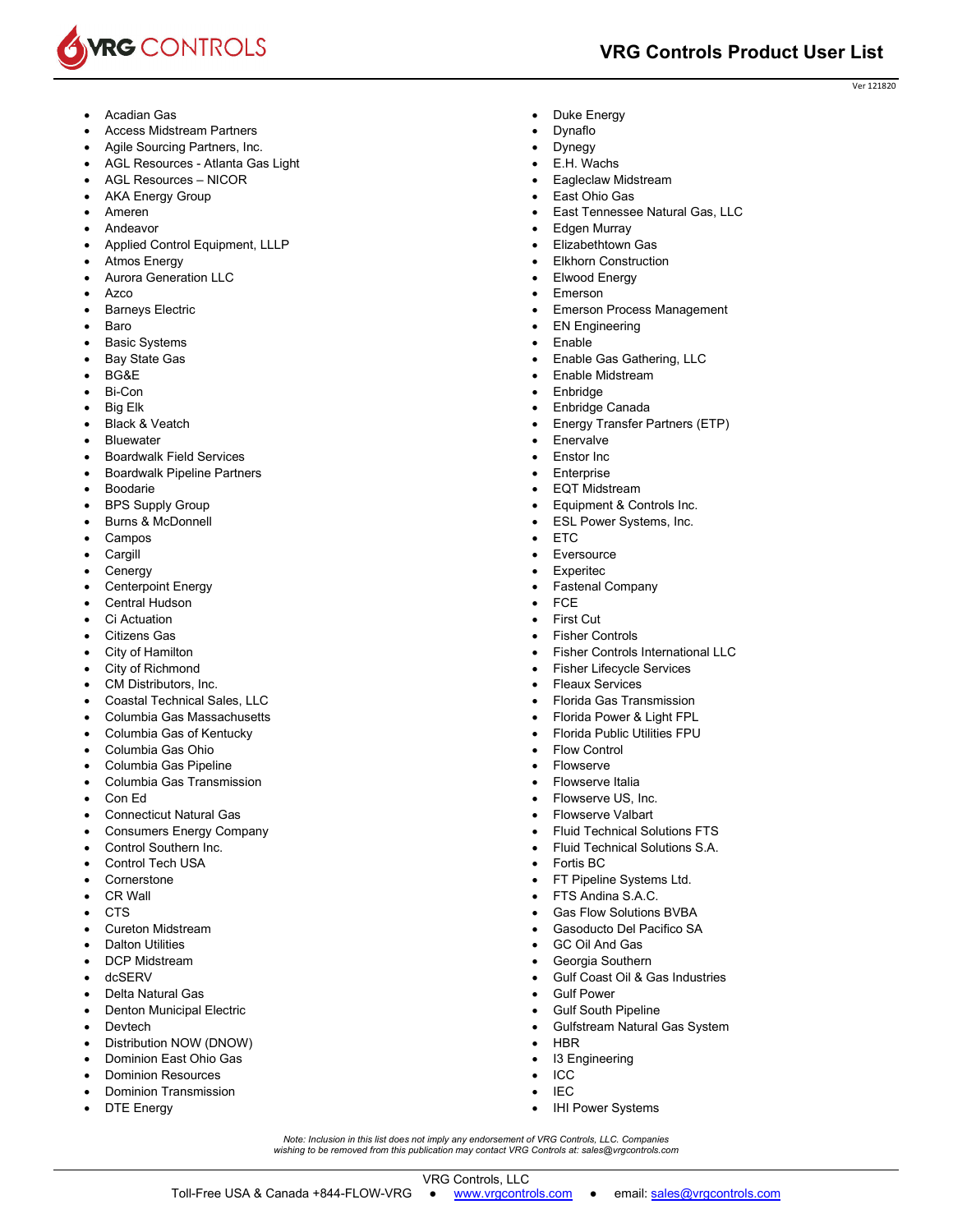# VRG Controls Product User List

Ver 121820

- Acadian Gas
- Access Midstream Partners
- Agile Sourcing Partners, Inc.
- AGL Resources - Atlanta Gas Light
- AGL Resources – NICOR
- AKA Energy Group
- Ameren
- Andeavor
- Applied Control Equipment, LLLP
- Atmos Energy
- Aurora Generation LLC
- Azco
- Barneys Electric
- Baro
- Basic Systems
- Bay State Gas
- BG&E
- Bi-Con
- Big Elk
- Black & Veatch
- Bluewater
- Boardwalk Field Services
- Boardwalk Pipeline Partners
- Boodarie
- BPS Supply Group
- Burns & McDonnell
- Campos
- Cargill
- Cenergy
- Centerpoint Energy
- Central Hudson
- Ci Actuation
- Citizens Gas
- City of Hamilton
- City of Richmond
- CM Distributors, Inc.
- Coastal Technical Sales, LLC
- Columbia Gas Massachusetts
- Columbia Gas of Kentucky
- Columbia Gas Ohio
- Columbia Gas Pipeline
- Columbia Gas Transmission
- Con Ed
- Connecticut Natural Gas
- Consumers Energy Company
- Control Southern Inc.
- Control Tech USA
- Cornerstone
- CR Wall
- CTS
- Cureton Midstream
- Dalton Utilities
- DCP Midstream
- dcSERV
- Delta Natural Gas
- Denton Municipal Electric
- Devtech
- Distribution NOW (DNOW)
- Dominion East Ohio Gas
- Dominion Resources
- Dominion Transmission
- DTE Energy
- Duke Energy
- Dynaflo
- Dynegy
- E.H. Wachs
- Eagleclaw Midstream
- East Ohio Gas
- East Tennessee Natural Gas, LLC
- Edgen Murray
- Elizabethtown Gas
- Elkhorn Construction
- Elwood Energy
- Emerson
- Emerson Process Management
- EN Engineering
- Enable
- Enable Gas Gathering, LLC
- Enable Midstream
- Enbridge
- Enbridge Canada
- Energy Transfer Partners (ETP)
- Enervalve
- Enstor Inc
- Enterprise
- EQT Midstream
- Equipment & Controls Inc.
- ESL Power Systems, Inc.
- ETC
- Eversource
- Experitec
- Fastenal Company
- FCE
- First Cut
- Fisher Controls
- Fisher Controls International LLC
- Fisher Lifecycle Services
- Fleaux Services
- Florida Gas Transmission
- Florida Power & Light FPL
- Florida Public Utilities FPU
- Flow Control
- Flowserve
- Flowserve Italia
- Flowserve US, Inc.
- Flowserve Valbart
- Fluid Technical Solutions FTS
- Fluid Technical Solutions S.A.
- Fortis BC
- FT Pipeline Systems Ltd.
- FTS Andina S.A.C.
- Gas Flow Solutions BVBA
- Gasoducto Del Pacifico SA
- GC Oil And Gas
- Georgia Southern
- Gulf Coast Oil & Gas Industries
- Gulf Power
- Gulf South Pipeline
- Gulfstream Natural Gas System
- HBR
- I3 Engineering
- ICC
- IEC
- IHI Power Systems

*Note: Inclusion in this list does not imply any endorsement of VRG Controls, LLC. Companies wishing to be removed from this publication may contact VRG Controls at: sales@vrgcontrols.com*

VRG Controls, LLC
Toll-Free USA & Canada +844-FLOW-VRG • www.vrgcontrols.com • email: sales@vrgcontrols.com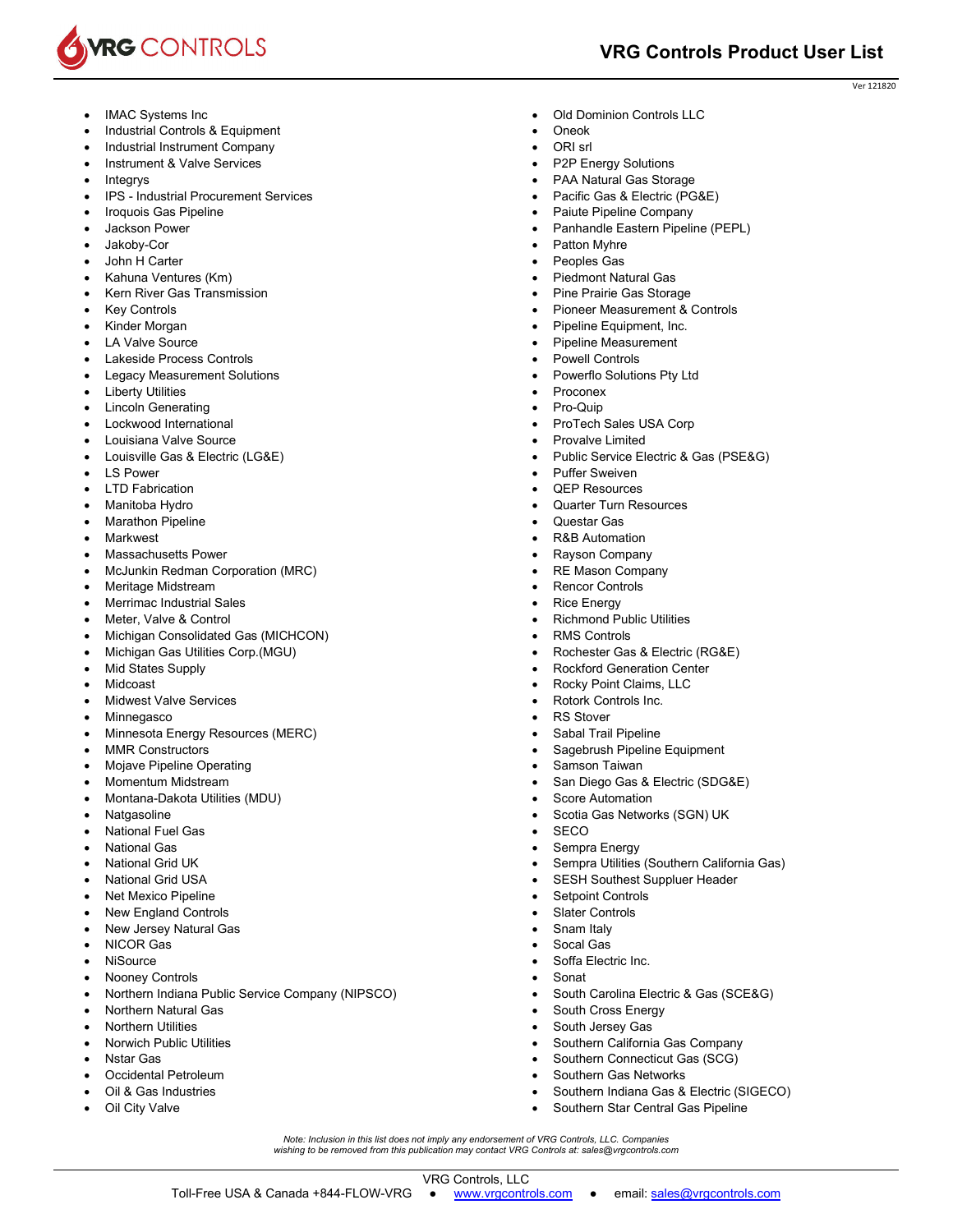- IMAC Systems Inc
- Industrial Controls & Equipment
- Industrial Instrument Company
- Instrument & Valve Services
- Integrys
- IPS - Industrial Procurement Services
- Iroquois Gas Pipeline
- Jackson Power
- Jakoby-Cor
- John H Carter
- Kahuna Ventures (Km)
- Kern River Gas Transmission
- Key Controls
- Kinder Morgan
- LA Valve Source
- Lakeside Process Controls
- Legacy Measurement Solutions
- Liberty Utilities
- Lincoln Generating
- Lockwood International
- Louisiana Valve Source
- Louisville Gas & Electric (LG&E)
- LS Power
- LTD Fabrication
- Manitoba Hydro
- Marathon Pipeline
- Markwest
- Massachusetts Power
- McJunkin Redman Corporation (MRC)
- Meritage Midstream
- Merrimac Industrial Sales
- Meter, Valve & Control
- Michigan Consolidated Gas (MICHCON)
- Michigan Gas Utilities Corp.(MGU)
- Mid States Supply
- Midcoast
- Midwest Valve Services
- Minnegasco
- Minnesota Energy Resources (MERC)
- MMR Constructors
- Mojave Pipeline Operating
- Momentum Midstream
- Montana-Dakota Utilities (MDU)
- Natgasoline
- National Fuel Gas
- National Gas
- National Grid UK
- National Grid USA
- Net Mexico Pipeline
- New England Controls
- New Jersey Natural Gas
- NICOR Gas
- NiSource
- Nooney Controls
- Northern Indiana Public Service Company (NIPSCO)
- Northern Natural Gas
- Northern Utilities
- Norwich Public Utilities
- Nstar Gas
- Occidental Petroleum
- Oil & Gas Industries
- Oil City Valve
- Old Dominion Controls LLC
- Oneok
- ORI srl
- P2P Energy Solutions
- PAA Natural Gas Storage
- Pacific Gas & Electric (PG&E)
- Paiute Pipeline Company
- Panhandle Eastern Pipeline (PEPL)
- Patton Myhre
- Peoples Gas
- Piedmont Natural Gas
- Pine Prairie Gas Storage
- Pioneer Measurement & Controls
- Pipeline Equipment, Inc.
- Pipeline Measurement
- Powell Controls
- Powerflo Solutions Pty Ltd
- Proconex
- Pro-Quip
- ProTech Sales USA Corp
- Provalve Limited
- Public Service Electric & Gas (PSE&G)
- Puffer Sweiven
- QEP Resources
- Quarter Turn Resources
- Questar Gas
- R&B Automation
- Rayson Company
- RE Mason Company
- Rencor Controls
- Rice Energy
- Richmond Public Utilities
- RMS Controls
- Rochester Gas & Electric (RG&E)
- Rockford Generation Center
- Rocky Point Claims, LLC
- Rotork Controls Inc.
- RS Stover
- Sabal Trail Pipeline
- Sagebrush Pipeline Equipment
- Samson Taiwan
- San Diego Gas & Electric (SDG&E)
- Score Automation
- Scotia Gas Networks (SGN) UK
- SECO
- Sempra Energy
- Sempra Utilities (Southern California Gas)
- SESH Southest Suppluer Header
- Setpoint Controls
- Slater Controls
- Snam Italy
- Socal Gas
- Soffa Electric Inc.
- Sonat
- South Carolina Electric & Gas (SCE&G)
- South Cross Energy
- South Jersey Gas
- Southern California Gas Company
- Southern Connecticut Gas (SCG)
- Southern Gas Networks
- Southern Indiana Gas & Electric (SIGECO)
- Southern Star Central Gas Pipeline

*Note: Inclusion in this list does not imply any endorsement of VRG Controls, LLC. Companies wishing to be removed from this publication may contact VRG Controls at: sales@vrgcontrols.com*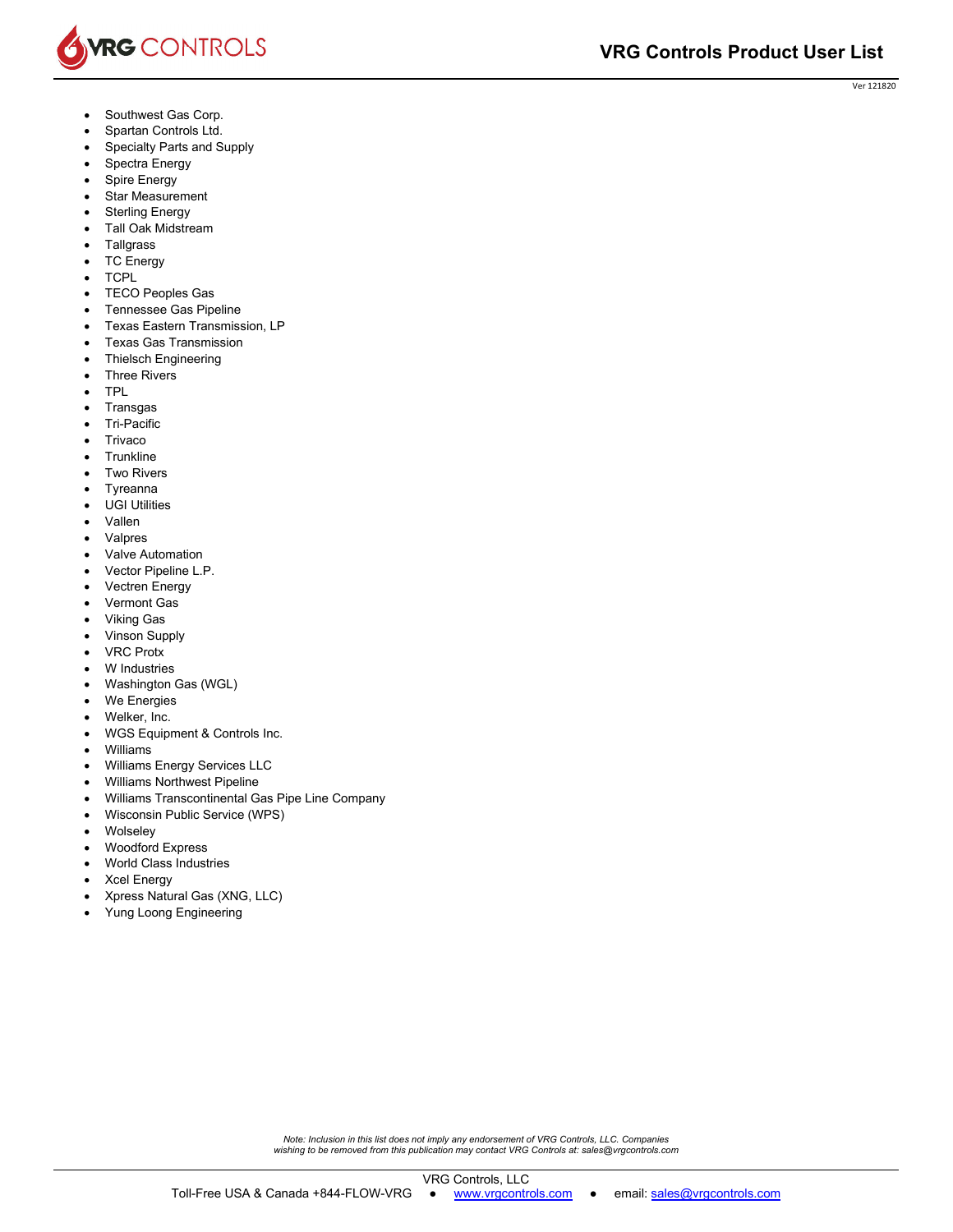- Southwest Gas Corp.
- Spartan Controls Ltd.
- Specialty Parts and Supply
- Spectra Energy
- Spire Energy
- Star Measurement
- Sterling Energy
- Tall Oak Midstream
- Tallgrass
- TC Energy
- TCPL
- TECO Peoples Gas
- Tennessee Gas Pipeline
- Texas Eastern Transmission, LP
- Texas Gas Transmission
- Thielsch Engineering
- Three Rivers
- TPL
- Transgas
- Tri-Pacific
- Trivaco
- Trunkline
- Two Rivers
- Tyreanna
- UGI Utilities
- Vallen
- Valpres
- Valve Automation
- Vector Pipeline L.P.
- Vectren Energy
- Vermont Gas
- Viking Gas
- Vinson Supply
- VRC Protx
- W Industries
- Washington Gas (WGL)
- We Energies
- Welker, Inc.
- WGS Equipment & Controls Inc.
- Williams
- Williams Energy Services LLC
- Williams Northwest Pipeline
- Williams Transcontinental Gas Pipe Line Company
- Wisconsin Public Service (WPS)
- Wolseley
- Woodford Express
- World Class Industries
- Xcel Energy
- Xpress Natural Gas (XNG, LLC)
- Yung Loong Engineering

*Note: Inclusion in this list does not imply any endorsement of VRG Controls, LLC. Companies wishing to be removed from this publication may contact VRG Controls at: sales@vrgcontrols.com*